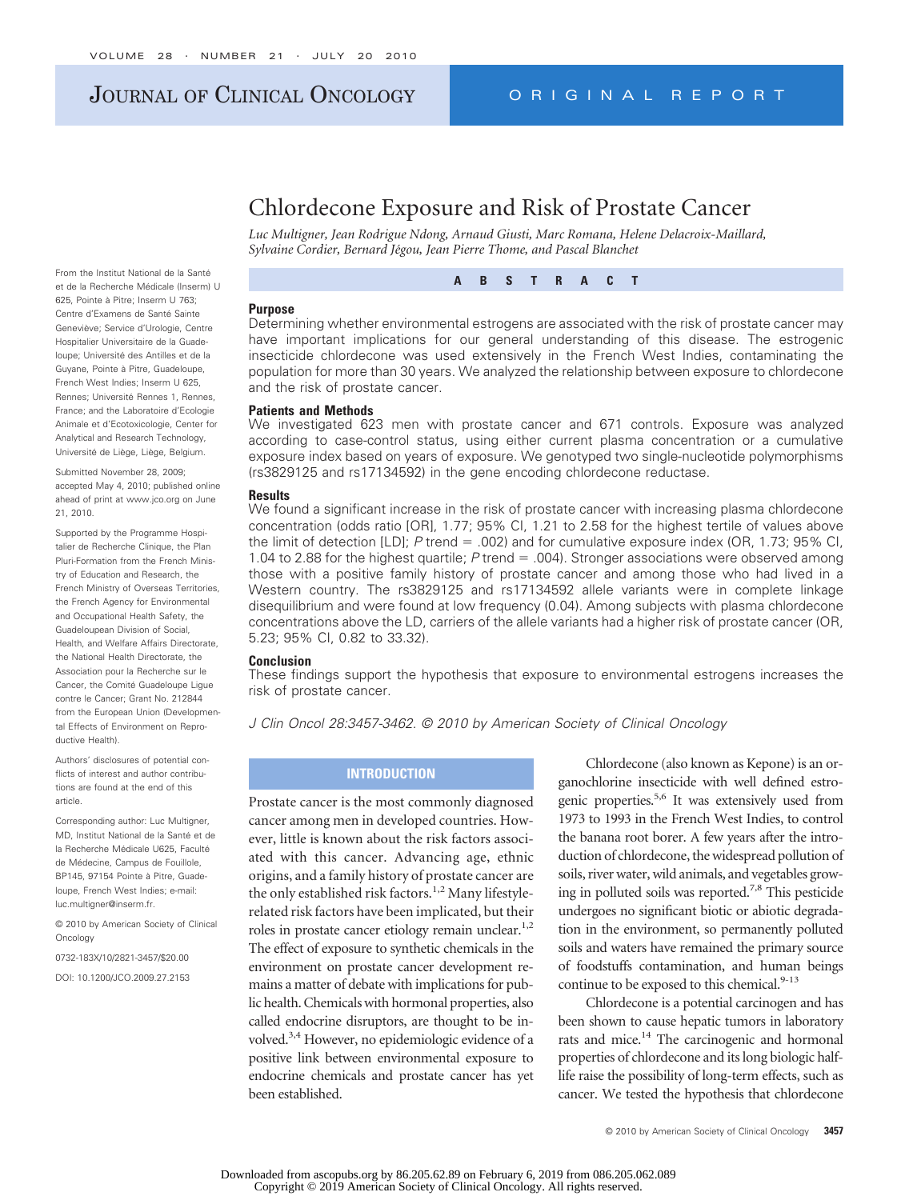# Chlordecone Exposure and Risk of Prostate Cancer

*Luc Multigner, Jean Rodrigue Ndong, Arnaud Giusti, Marc Romana, Helene Delacroix-Maillard, Sylvaine Cordier, Bernard Jégou, Jean Pierre Thome, and Pascal Blanchet*

From the Institut National de la Santé et de la Recherche Médicale (Inserm) U 625, Pointe à Pitre; Inserm U 763; Centre d'Examens de Santé Sainte Geneviève; Service d'Urologie, Centre Hospitalier Universitaire de la Guadeloupe; Université des Antilles et de la Guyane, Pointe à Pitre, Guadeloupe, French West Indies; Inserm U 625, Rennes; Université Rennes 1, Rennes, France; and the Laboratoire d'Ecologie Animale et d'Ecotoxicologie, Center for Analytical and Research Technology, Université de Liège, Liège, Belgium.

Submitted November 28, 2009; accepted May 4, 2010; published online ahead of print at www.jco.org on June 21, 2010.

Supported by the Programme Hospitalier de Recherche Clinique, the Plan Pluri-Formation from the French Ministry of Education and Research, the French Ministry of Overseas Territories, the French Agency for Environmental and Occupational Health Safety, the Guadeloupean Division of Social, Health, and Welfare Affairs Directorate, the National Health Directorate, the Association pour la Recherche sur le Cancer, the Comité Guadeloupe Ligue contre le Cancer; Grant No. 212844 from the European Union (Developmental Effects of Environment on Reproductive Health).

Authors' disclosures of potential conflicts of interest and author contributions are found at the end of this article.

Corresponding author: Luc Multigner, MD, Institut National de la Santé et de la Recherche Médicale U625, Faculté de Médecine, Campus de Fouillole, BP145, 97154 Pointe à Pitre, Guadeloupe, French West Indies; e-mail: luc.multigner@inserm.fr.

© 2010 by American Society of Clinical Oncology

0732-183X/10/2821-3457/$20.00

DOI: 10.1200/JCO.2009.27.2153

## ABSTRACT

### Purpose

Determining whether environmental estrogens are associated with the risk of prostate cancer may have important implications for our general understanding of this disease. The estrogenic insecticide chlordecone was used extensively in the French West Indies, contaminating the population for more than 30 years. We analyzed the relationship between exposure to chlordecone and the risk of prostate cancer.

### Patients and Methods

We investigated 623 men with prostate cancer and 671 controls. Exposure was analyzed according to case-control status, using either current plasma concentration or a cumulative exposure index based on years of exposure. We genotyped two single-nucleotide polymorphisms (rs3829125 and rs17134592) in the gene encoding chlordecone reductase.

### Results

We found a significant increase in the risk of prostate cancer with increasing plasma chlordecone concentration (odds ratio [OR], 1.77; 95% CI, 1.21 to 2.58 for the highest tertile of values above the limit of detection [LD]; *P* trend = .002) and for cumulative exposure index (OR, 1.73; 95% CI, 1.04 to 2.88 for the highest quartile; *P* trend = .004). Stronger associations were observed among those with a positive family history of prostate cancer and among those who had lived in a Western country. The rs3829125 and rs17134592 allele variants were in complete linkage disequilibrium and were found at low frequency (0.04). Among subjects with plasma chlordecone concentrations above the LD, carriers of the allele variants had a higher risk of prostate cancer (OR, 5.23; 95% CI, 0.82 to 33.32).

### Conclusion

These findings support the hypothesis that exposure to environmental estrogens increases the risk of prostate cancer.

*J Clin Oncol 28:3457-3462. © 2010 by American Society of Clinical Oncology*

## INTRODUCTION

Prostate cancer is the most commonly diagnosed cancer among men in developed countries. However, little is known about the risk factors associated with this cancer. Advancing age, ethnic origins, and a family history of prostate cancer are the only established risk factors.[1,2] Many lifestyle-related risk factors have been implicated, but their roles in prostate cancer etiology remain unclear.[1,2] The effect of exposure to synthetic chemicals in the environment on prostate cancer development remains a matter of debate with implications for public health. Chemicals with hormonal properties, also called endocrine disruptors, are thought to be involved.[3,4] However, no epidemiologic evidence of a positive link between environmental exposure to endocrine chemicals and prostate cancer has yet been established.

Chlordecone (also known as Kepone) is an organochlorine insecticide with well defined estrogenic properties.[5,6] It was extensively used from 1973 to 1993 in the French West Indies, to control the banana root borer. A few years after the introduction of chlordecone, the widespread pollution of soils, river water, wild animals, and vegetables growing in polluted soils was reported.[7,8] This pesticide undergoes no significant biotic or abiotic degradation in the environment, so permanently polluted soils and waters have remained the primary source of foodstuffs contamination, and human beings continue to be exposed to this chemical.[9-13]

Chlordecone is a potential carcinogen and has been shown to cause hepatic tumors in laboratory rats and mice.[14] The carcinogenic and hormonal properties of chlordecone and its long biologic half-life raise the possibility of long-term effects, such as cancer. We tested the hypothesis that chlordecone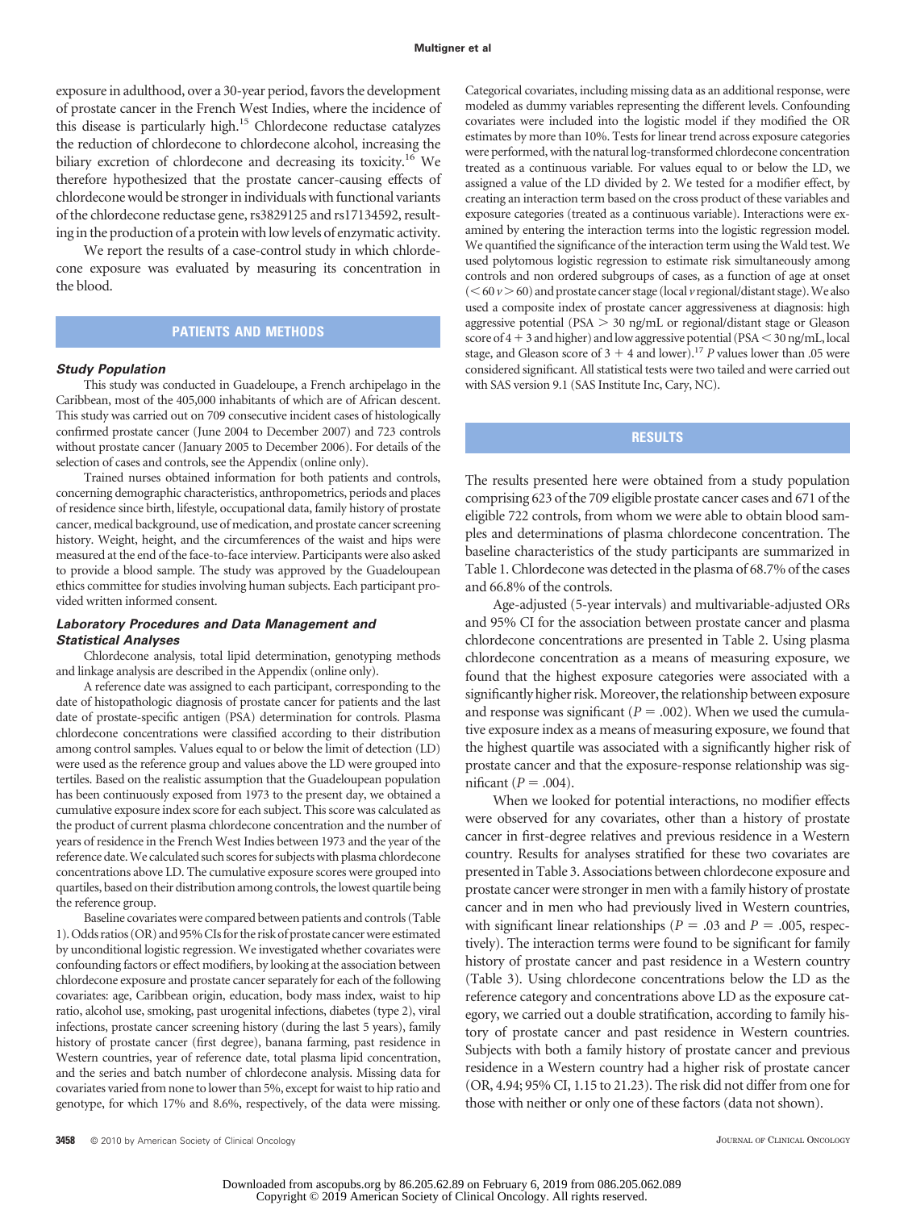exposure in adulthood, over a 30-year period, favors the development of prostate cancer in the French West Indies, where the incidence of this disease is particularly high.[15] Chlordecone reductase catalyzes the reduction of chlordecone to chlordecone alcohol, increasing the biliary excretion of chlordecone and decreasing its toxicity.[16] We therefore hypothesized that the prostate cancer-causing effects of chlordecone would be stronger in individuals with functional variants of the chlordecone reductase gene, rs3829125 and rs17134592, resulting in the production of a protein with low levels of enzymatic activity.

We report the results of a case-control study in which chlordecone exposure was evaluated by measuring its concentration in the blood.

## PATIENTS AND METHODS

### *Study Population*

This study was conducted in Guadeloupe, a French archipelago in the Caribbean, most of the 405,000 inhabitants of which are of African descent. This study was carried out on 709 consecutive incident cases of histologically confirmed prostate cancer (June 2004 to December 2007) and 723 controls without prostate cancer (January 2005 to December 2006). For details of the selection of cases and controls, see the Appendix (online only).

Trained nurses obtained information for both patients and controls, concerning demographic characteristics, anthropometrics, periods and places of residence since birth, lifestyle, occupational data, family history of prostate cancer, medical background, use of medication, and prostate cancer screening history. Weight, height, and the circumferences of the waist and hips were measured at the end of the face-to-face interview. Participants were also asked to provide a blood sample. The study was approved by the Guadeloupean ethics committee for studies involving human subjects. Each participant provided written informed consent.

### *Laboratory Procedures and Data Management and Statistical Analyses*

Chlordecone analysis, total lipid determination, genotyping methods and linkage analysis are described in the Appendix (online only).

A reference date was assigned to each participant, corresponding to the date of histopathologic diagnosis of prostate cancer for patients and the last date of prostate-specific antigen (PSA) determination for controls. Plasma chlordecone concentrations were classified according to their distribution among control samples. Values equal to or below the limit of detection (LD) were used as the reference group and values above the LD were grouped into tertiles. Based on the realistic assumption that the Guadeloupean population has been continuously exposed from 1973 to the present day, we obtained a cumulative exposure index score for each subject. This score was calculated as the product of current plasma chlordecone concentration and the number of years of residence in the French West Indies between 1973 and the year of the reference date. We calculated such scores for subjects with plasma chlordecone concentrations above LD. The cumulative exposure scores were grouped into quartiles, based on their distribution among controls, the lowest quartile being the reference group.

Baseline covariates were compared between patients and controls (Table 1). Odds ratios (OR) and 95% CIs for the risk of prostate cancer were estimated by unconditional logistic regression. We investigated whether covariates were confounding factors or effect modifiers, by looking at the association between chlordecone exposure and prostate cancer separately for each of the following covariates: age, Caribbean origin, education, body mass index, waist to hip ratio, alcohol use, smoking, past urogenital infections, diabetes (type 2), viral infections, prostate cancer screening history (during the last 5 years), family history of prostate cancer (first degree), banana farming, past residence in Western countries, year of reference date, total plasma lipid concentration, and the series and batch number of chlordecone analysis. Missing data for covariates varied from none to lower than 5%, except for waist to hip ratio and genotype, for which 17% and 8.6%, respectively, of the data were missing. Categorical covariates, including missing data as an additional response, were modeled as dummy variables representing the different levels. Confounding covariates were included into the logistic model if they modified the OR estimates by more than 10%. Tests for linear trend across exposure categories were performed, with the natural log-transformed chlordecone concentration treated as a continuous variable. For values equal to or below the LD, we assigned a value of the LD divided by 2. We tested for a modifier effect, by creating an interaction term based on the cross product of these variables and exposure categories (treated as a continuous variable). Interactions were examined by entering the interaction terms into the logistic regression model. We quantified the significance of the interaction term using the Wald test. We used polytomous logistic regression to estimate risk simultaneously among controls and non ordered subgroups of cases, as a function of age at onset ($< 60$ *v* $> 60$) and prostate cancer stage (local *v* regional/distant stage). We also used a composite index of prostate cancer aggressiveness at diagnosis: high aggressive potential (PSA $> 30$ ng/mL or regional/distant stage or Gleason score of $4 + 3$ and higher) and low aggressive potential (PSA $< 30$ ng/mL, local stage, and Gleason score of $3 + 4$ and lower).[17] *P* values lower than .05 were considered significant. All statistical tests were two tailed and were carried out with SAS version 9.1 (SAS Institute Inc, Cary, NC).

## RESULTS

The results presented here were obtained from a study population comprising 623 of the 709 eligible prostate cancer cases and 671 of the eligible 722 controls, from whom we were able to obtain blood samples and determinations of plasma chlordecone concentration. The baseline characteristics of the study participants are summarized in Table 1. Chlordecone was detected in the plasma of 68.7% of the cases and 66.8% of the controls.

Age-adjusted (5-year intervals) and multivariable-adjusted ORs and 95% CI for the association between prostate cancer and plasma chlordecone concentrations are presented in Table 2. Using plasma chlordecone concentration as a means of measuring exposure, we found that the highest exposure categories were associated with a significantly higher risk. Moreover, the relationship between exposure and response was significant ($P = .002$). When we used the cumulative exposure index as a means of measuring exposure, we found that the highest quartile was associated with a significantly higher risk of prostate cancer and that the exposure-response relationship was significant ($P = .004$).

When we looked for potential interactions, no modifier effects were observed for any covariates, other than a history of prostate cancer in first-degree relatives and previous residence in a Western country. Results for analyses stratified for these two covariates are presented in Table 3. Associations between chlordecone exposure and prostate cancer were stronger in men with a family history of prostate cancer and in men who had previously lived in Western countries, with significant linear relationships ($P = .03$ and $P = .005$, respectively). The interaction terms were found to be significant for family history of prostate cancer and past residence in a Western country (Table 3). Using chlordecone concentrations below the LD as the reference category and concentrations above LD as the exposure category, we carried out a double stratification, according to family history of prostate cancer and past residence in Western countries. Subjects with both a family history of prostate cancer and previous residence in a Western country had a higher risk of prostate cancer (OR, 4.94; 95% CI, 1.15 to 21.23). The risk did not differ from one for those with neither or only one of these factors (data not shown).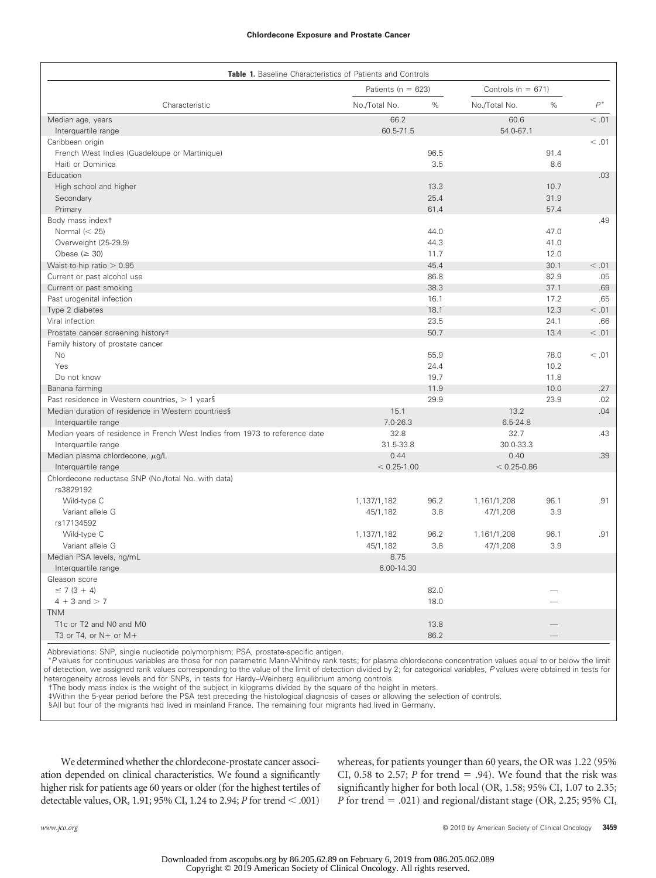**Table 1.** Baseline Characteristics of Patients and Controls

| Characteristic | Patients (n = 623) | | Controls (n = 671) | | $P$* |
|---|---|---|---|---|---|
| | No./Total No. | % | No./Total No. | % | |
| Median age, years | 66.2 | | 60.6 | | < .01 |
| Interquartile range | 60.5-71.5 | | 54.0-67.1 | | |
| Caribbean origin | | | | | < .01 |
| French West Indies (Guadeloupe or Martinique) | | 96.5 | | 91.4 | |
| Haiti or Dominica | | 3.5 | | 8.6 | |
| Education | | | | | .03 |
| High school and higher | | 13.3 | | 10.7 | |
| Secondary | | 25.4 | | 31.9 | |
| Primary | | 61.4 | | 57.4 | |
| Body mass index† | | | | | .49 |
| Normal (< 25) | | 44.0 | | 47.0 | |
| Overweight (25-29.9) | | 44.3 | | 41.0 | |
| Obese (≥ 30) | | 11.7 | | 12.0 | |
| Waist-to-hip ratio > 0.95 | | 45.4 | | 30.1 | < .01 |
| Current or past alcohol use | | 86.8 | | 82.9 | .05 |
| Current or past smoking | | 38.3 | | 37.1 | .69 |
| Past urogenital infection | | 16.1 | | 17.2 | .65 |
| Type 2 diabetes | | 18.1 | | 12.3 | < .01 |
| Viral infection | | 23.5 | | 24.1 | .66 |
| Prostate cancer screening history‡ | | 50.7 | | 13.4 | < .01 |
| Family history of prostate cancer | | | | | |
| No | | 55.9 | | 78.0 | < .01 |
| Yes | | 24.4 | | 10.2 | |
| Do not know | | 19.7 | | 11.8 | |
| Banana farming | | 11.9 | | 10.0 | .27 |
| Past residence in Western countries, > 1 year§ | | 29.9 | | 23.9 | .02 |
| Median duration of residence in Western countries§ | 15.1 | | 13.2 | | .04 |
| Interquartile range | 7.0-26.3 | | 6.5-24.8 | | |
| Median years of residence in French West Indies from 1973 to reference date | 32.8 | | 32.7 | | .43 |
| Interquartile range | 31.5-33.8 | | 30.0-33.3 | | |
| Median plasma chlordecone, μg/L | 0.44 | | 0.40 | | .39 |
| Interquartile range | < 0.25-1.00 | | < 0.25-0.86 | | |
| Chlordecone reductase SNP (No./total No. with data) | | | | | |
| rs3829192 | | | | | |
| Wild-type C | 1,137/1,182 | 96.2 | 1,161/1,208 | 96.1 | .91 |
| Variant allele G | 45/1,182 | 3.8 | 47/1,208 | 3.9 | |
| rs17134592 | | | | | |
| Wild-type C | 1,137/1,182 | 96.2 | 1,161/1,208 | 96.1 | .91 |
| Variant allele G | 45/1,182 | 3.8 | 47/1,208 | 3.9 | |
| Median PSA levels, ng/mL | 8.75 | | | | |
| Interquartile range | 6.00-14.30 | | | | |
| Gleason score | | | | | |
| ≤ 7 (3 + 4) | | 82.0 | | — | |
| 4 + 3 and > 7 | | 18.0 | | — | |
| TNM | | | | | |
| T1c or T2 and N0 and M0 | | 13.8 | | — | |
| T3 or T4, or N+ or M+ | | 86.2 | | — | |

Abbreviations: SNP, single nucleotide polymorphism; PSA, prostate-specific antigen.
**P* values for continuous variables are those for non parametric Mann-Whitney rank tests; for plasma chlordecone concentration values equal to or below the limit of detection, we assigned rank values corresponding to the value of the limit of detection divided by 2; for categorical variables, *P* values were obtained in tests for heterogeneity across levels and for SNPs, in tests for Hardy–Weinberg equilibrium among controls.
†The body mass index is the weight of the subject in kilograms divided by the square of the height in meters.
‡Within the 5-year period before the PSA test preceding the histological diagnosis of cases or allowing the selection of controls.
§All but four of the migrants had lived in mainland France. The remaining four migrants had lived in Germany.

We determined whether the chlordecone-prostate cancer association depended on clinical characteristics. We found a significantly higher risk for patients age 60 years or older (for the highest tertiles of detectable values, OR, 1.91; 95% CI, 1.24 to 2.94; *P* for trend < .001) whereas, for patients younger than 60 years, the OR was 1.22 (95% CI, 0.58 to 2.57; *P* for trend = .94). We found that the risk was significantly higher for both local (OR, 1.58; 95% CI, 1.07 to 2.35; *P* for trend = .021) and regional/distant stage (OR, 2.25; 95% CI,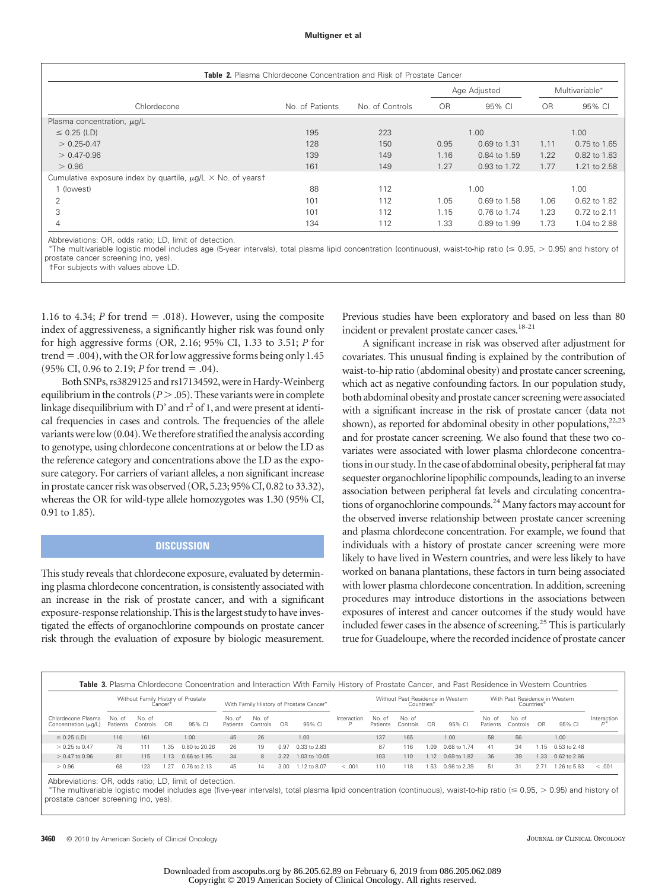**Table 2.** Plasma Chlordecone Concentration and Risk of Prostate Cancer

| Chlordecone | No. of Patients | No. of Controls | Age Adjusted OR | Age Adjusted 95% CI | Multivariable* OR | Multivariable* 95% CI |
|---|---|---|---|---|---|---|
| Plasma concentration, μg/L | | | | | | |
| ≤ 0.25 (LD) | 195 | 223 | 1.00 | | 1.00 | |
| > 0.25-0.47 | 128 | 150 | 0.95 | 0.69 to 1.31 | 1.11 | 0.75 to 1.65 |
| > 0.47-0.96 | 139 | 149 | 1.16 | 0.84 to 1.59 | 1.22 | 0.82 to 1.83 |
| > 0.96 | 161 | 149 | 1.27 | 0.93 to 1.72 | 1.77 | 1.21 to 2.58 |
| Cumulative exposure index by quartile, μg/L × No. of years† | | | | | | |
| 1 (lowest) | 88 | 112 | 1.00 | | 1.00 | |
| 2 | 101 | 112 | 1.05 | 0.69 to 1.58 | 1.06 | 0.62 to 1.82 |
| 3 | 101 | 112 | 1.15 | 0.76 to 1.74 | 1.23 | 0.72 to 2.11 |
| 4 | 134 | 112 | 1.33 | 0.89 to 1.99 | 1.73 | 1.04 to 2.88 |

Abbreviations: OR, odds ratio; LD, limit of detection.
*The multivariable logistic model includes age (5-year intervals), total plasma lipid concentration (continuous), waist-to-hip ratio (≤ 0.95, > 0.95) and history of prostate cancer screening (no, yes).
†For subjects with values above LD.

1.16 to 4.34; *P* for trend = .018). However, using the composite index of aggressiveness, a significantly higher risk was found only for high aggressive forms (OR, 2.16; 95% CI, 1.33 to 3.51; *P* for trend = .004), with the OR for low aggressive forms being only 1.45 (95% CI, 0.96 to 2.19; *P* for trend = .04).

Both SNPs, rs3829125 and rs17134592, were in Hardy-Weinberg equilibrium in the controls ($P > .05$). These variants were in complete linkage disequilibrium with D' and $r^2$ of 1, and were present at identical frequencies in cases and controls. The frequencies of the allele variants were low (0.04). We therefore stratified the analysis according to genotype, using chlordecone concentrations at or below the LD as the reference category and concentrations above the LD as the exposure category. For carriers of variant alleles, a non significant increase in prostate cancer risk was observed (OR, 5.23; 95% CI, 0.82 to 33.32), whereas the OR for wild-type allele homozygotes was 1.30 (95% CI, 0.91 to 1.85).

## DISCUSSION

This study reveals that chlordecone exposure, evaluated by determining plasma chlordecone concentration, is consistently associated with an increase in the risk of prostate cancer, and with a significant exposure-response relationship. This is the largest study to have investigated the effects of organochlorine compounds on prostate cancer risk through the evaluation of exposure by biologic measurement. Previous studies have been exploratory and based on less than 80 incident or prevalent prostate cancer cases.[18-21]

A significant increase in risk was observed after adjustment for covariates. This unusual finding is explained by the contribution of waist-to-hip ratio (abdominal obesity) and prostate cancer screening, which act as negative confounding factors. In our population study, both abdominal obesity and prostate cancer screening were associated with a significant increase in the risk of prostate cancer (data not shown), as reported for abdominal obesity in other populations,[22,23] and for prostate cancer screening. We also found that these two covariates were associated with lower plasma chlordecone concentrations in our study. In the case of abdominal obesity, peripheral fat may sequester organochlorine lipophilic compounds, leading to an inverse association between peripheral fat levels and circulating concentrations of organochlorine compounds.[24] Many factors may account for the observed inverse relationship between prostate cancer screening and plasma chlordecone concentration. For example, we found that individuals with a history of prostate cancer screening were more likely to have lived in Western countries, and were less likely to have worked on banana plantations, these factors in turn being associated with lower plasma chlordecone concentration. In addition, screening procedures may introduce distortions in the associations between exposures of interest and cancer outcomes if the study would have included fewer cases in the absence of screening.[25] This is particularly true for Guadeloupe, where the recorded incidence of prostate cancer

**Table 3.** Plasma Chlordecone Concentration and Interaction With Family History of Prostate Cancer, and Past Residence in Western Countries

| Chlordecone Plasma Concentration (μg/L) | Without Family History of Prostate Cancer* No. of Patients | No. of Controls | OR | 95% CI | With Family History of Prostate Cancer* No. of Patients | No. of Controls | OR | 95% CI | Interaction *P* | Without Past Residence in Western Countries* No. of Patients | No. of Controls | OR | 95% CI | With Past Residence in Western Countries* No. of Patients | No. of Controls | OR | 95% CI | Interaction *P** |
|---|---|---|---|---|---|---|---|---|---|---|---|---|---|---|---|---|---|---|
| ≤ 0.25 (LD) | 116 | 161 | | 1.00 | 45 | 26 | | 1.00 | | 137 | 165 | | 1.00 | 58 | 56 | | 1.00 | |
| > 0.25 to 0.47 | 78 | 111 | 1.35 | 0.80 to 20.26 | 26 | 19 | 0.97 | 0.33 to 2.83 | | 87 | 116 | 1.09 | 0.68 to 1.74 | 41 | 34 | 1.15 | 0.53 to 2.48 | |
| > 0.47 to 0.96 | 81 | 115 | 1.13 | 0.66 to 1.95 | 34 | 8 | 3.22 | 1.03 to 10.05 | | 103 | 110 | 1.12 | 0.69 to 1.82 | 36 | 39 | 1.33 | 0.62 to 2.86 | |
| > 0.96 | 68 | 123 | 1.27 | 0.76 to 2.13 | 45 | 14 | 3.00 | 1.12 to 8.07 | < .001 | 110 | 118 | 1.53 | 0.98 to 2.39 | 51 | 31 | 2.71 | 1.26 to 5.83 | < .001 |

Abbreviations: OR, odds ratio; LD, limit of detection.
*The multivariable logistic model includes age (five-year intervals), total plasma lipid concentration (continuous), waist-to-hip ratio (≤ 0.95, > 0.95) and history of prostate cancer screening (no, yes).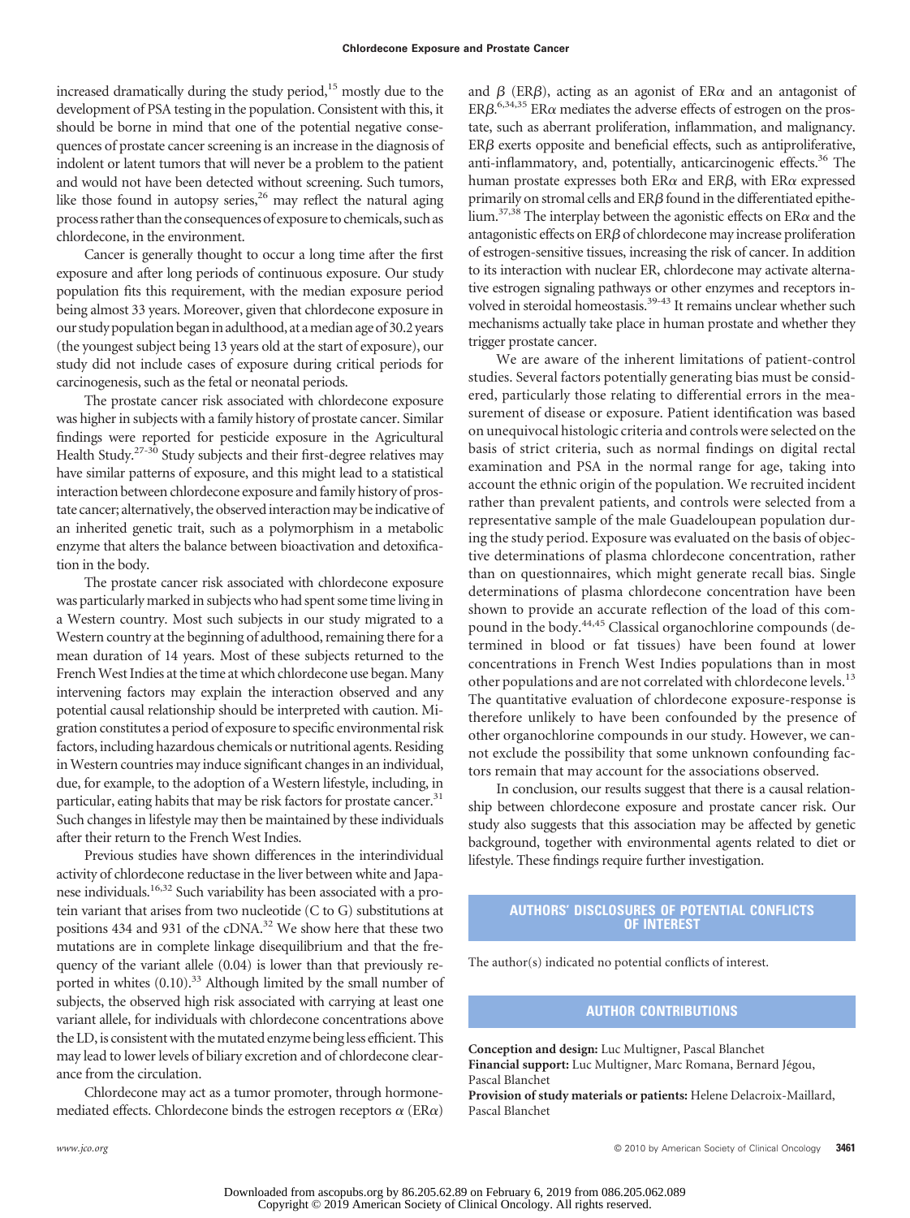increased dramatically during the study period,[15] mostly due to the development of PSA testing in the population. Consistent with this, it should be borne in mind that one of the potential negative consequences of prostate cancer screening is an increase in the diagnosis of indolent or latent tumors that will never be a problem to the patient and would not have been detected without screening. Such tumors, like those found in autopsy series,[26] may reflect the natural aging process rather than the consequences of exposure to chemicals, such as chlordecone, in the environment.

Cancer is generally thought to occur a long time after the first exposure and after long periods of continuous exposure. Our study population fits this requirement, with the median exposure period being almost 33 years. Moreover, given that chlordecone exposure in our study population began in adulthood, at a median age of 30.2 years (the youngest subject being 13 years old at the start of exposure), our study did not include cases of exposure during critical periods for carcinogenesis, such as the fetal or neonatal periods.

The prostate cancer risk associated with chlordecone exposure was higher in subjects with a family history of prostate cancer. Similar findings were reported for pesticide exposure in the Agricultural Health Study.[27-30] Study subjects and their first-degree relatives may have similar patterns of exposure, and this might lead to a statistical interaction between chlordecone exposure and family history of prostate cancer; alternatively, the observed interaction may be indicative of an inherited genetic trait, such as a polymorphism in a metabolic enzyme that alters the balance between bioactivation and detoxification in the body.

The prostate cancer risk associated with chlordecone exposure was particularly marked in subjects who had spent some time living in a Western country. Most such subjects in our study migrated to a Western country at the beginning of adulthood, remaining there for a mean duration of 14 years. Most of these subjects returned to the French West Indies at the time at which chlordecone use began. Many intervening factors may explain the interaction observed and any potential causal relationship should be interpreted with caution. Migration constitutes a period of exposure to specific environmental risk factors, including hazardous chemicals or nutritional agents. Residing in Western countries may induce significant changes in an individual, due, for example, to the adoption of a Western lifestyle, including, in particular, eating habits that may be risk factors for prostate cancer.[31] Such changes in lifestyle may then be maintained by these individuals after their return to the French West Indies.

Previous studies have shown differences in the interindividual activity of chlordecone reductase in the liver between white and Japanese individuals.[16,32] Such variability has been associated with a protein variant that arises from two nucleotide (C to G) substitutions at positions 434 and 931 of the cDNA.[32] We show here that these two mutations are in complete linkage disequilibrium and that the frequency of the variant allele (0.04) is lower than that previously reported in whites (0.10).[33] Although limited by the small number of subjects, the observed high risk associated with carrying at least one variant allele, for individuals with chlordecone concentrations above the LD, is consistent with the mutated enzyme being less efficient. This may lead to lower levels of biliary excretion and of chlordecone clearance from the circulation.

Chlordecone may act as a tumor promoter, through hormone-mediated effects. Chlordecone binds the estrogen receptors $\alpha$ (ER$\alpha$) and $\beta$ (ER$\beta$), acting as an agonist of ER$\alpha$ and an antagonist of ER$\beta$.[6,34,35] ER$\alpha$ mediates the adverse effects of estrogen on the prostate, such as aberrant proliferation, inflammation, and malignancy. ER$\beta$ exerts opposite and beneficial effects, such as antiproliferative, anti-inflammatory, and, potentially, anticarcinogenic effects.[36] The human prostate expresses both ER$\alpha$ and ER$\beta$, with ER$\alpha$ expressed primarily on stromal cells and ER$\beta$ found in the differentiated epithelium.[37,38] The interplay between the agonistic effects on ER$\alpha$ and the antagonistic effects on ER$\beta$ of chlordecone may increase proliferation of estrogen-sensitive tissues, increasing the risk of cancer. In addition to its interaction with nuclear ER, chlordecone may activate alternative estrogen signaling pathways or other enzymes and receptors involved in steroidal homeostasis.[39-43] It remains unclear whether such mechanisms actually take place in human prostate and whether they trigger prostate cancer.

We are aware of the inherent limitations of patient-control studies. Several factors potentially generating bias must be considered, particularly those relating to differential errors in the measurement of disease or exposure. Patient identification was based on unequivocal histologic criteria and controls were selected on the basis of strict criteria, such as normal findings on digital rectal examination and PSA in the normal range for age, taking into account the ethnic origin of the population. We recruited incident rather than prevalent patients, and controls were selected from a representative sample of the male Guadeloupean population during the study period. Exposure was evaluated on the basis of objective determinations of plasma chlordecone concentration, rather than on questionnaires, which might generate recall bias. Single determinations of plasma chlordecone concentration have been shown to provide an accurate reflection of the load of this compound in the body.[44,45] Classical organochlorine compounds (determined in blood or fat tissues) have been found at lower concentrations in French West Indies populations than in most other populations and are not correlated with chlordecone levels.[13] The quantitative evaluation of chlordecone exposure-response is therefore unlikely to have been confounded by the presence of other organochlorine compounds in our study. However, we cannot exclude the possibility that some unknown confounding factors remain that may account for the associations observed.

In conclusion, our results suggest that there is a causal relationship between chlordecone exposure and prostate cancer risk. Our study also suggests that this association may be affected by genetic background, together with environmental agents related to diet or lifestyle. These findings require further investigation.

## AUTHORS' DISCLOSURES OF POTENTIAL CONFLICTS OF INTEREST

The author(s) indicated no potential conflicts of interest.

## AUTHOR CONTRIBUTIONS

**Conception and design:** Luc Multigner, Pascal Blanchet
**Financial support:** Luc Multigner, Marc Romana, Bernard Jégou, Pascal Blanchet
**Provision of study materials or patients:** Helene Delacroix-Maillard, Pascal Blanchet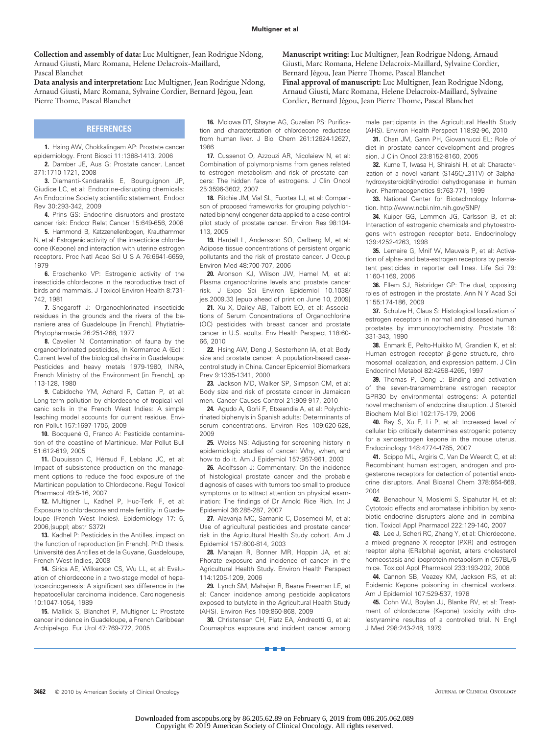**Collection and assembly of data:** Luc Multigner, Jean Rodrigue Ndong, Arnaud Giusti, Marc Romana, Helene Delacroix-Maillard, Pascal Blanchet

**Data analysis and interpretation:** Luc Multigner, Jean Rodrigue Ndong, Arnaud Giusti, Marc Romana, Sylvaine Cordier, Bernard Jégou, Jean Pierre Thome, Pascal Blanchet

**Manuscript writing:** Luc Multigner, Jean Rodrigue Ndong, Arnaud Giusti, Marc Romana, Helene Delacroix-Maillard, Sylvaine Cordier, Bernard Jégou, Jean Pierre Thome, Pascal Blanchet

**Final approval of manuscript:** Luc Multigner, Jean Rodrigue Ndong, Arnaud Giusti, Marc Romana, Helene Delacroix-Maillard, Sylvaine Cordier, Bernard Jégou, Jean Pierre Thome, Pascal Blanchet

## REFERENCES

1. Hsing AW, Chokkalingam AP: Prostate cancer epidemiology. Front Biosci 11:1388-1413, 2006

2. Damber JE, Aus G: Prostate cancer. Lancet 371:1710-1721, 2008

3. Diamanti-Kandarakis E, Bourguignon JP, Giudice LC, et al: Endocrine-disrupting chemicals: An Endocrine Society scientific statement. Endocr Rev 30:293-342, 2009

4. Prins GS: Endocrine disruptors and prostate cancer risk: Endocr Relat Cancer 15:649-656, 2008

5. Hammond B, Katzzenellenbogen, Krauthammer N, et al: Estrogenic activity of the insecticide chlordecone (Kepone) and interaction with uterine estrogen receptors. Proc Natl Acad Sci U S A 76:6641-6659, 1979

6. Eroschenko VP: Estrogenic activity of the insecticide chlordecone in the reproductive tract of birds and mammals. J Toxicol Environ Health 8:731-742, 1981

7. Snegaroff J: Organochlorinated insecticide residues in the grounds and the rivers of the bananiere area of Guadeloupe [in French]. Phytiatrie-Phytopharmacie 26:251-268, 1977

8. Cavelier N: Contamination of fauna by the organochlorinated pesticides, In Kermarrec A (Ed) : Current level of the biological chains in Guadeloupe: Pesticides and heavy metals 1979-1980, INRA, French Ministry of the Environment [in French], pp 113-128, 1980

9. Cabidoche YM, Achard R, Cattan P, et al: Long-term pollution by chlordecone of tropical volcanic soils in the French West Indies: A simple leaching model accounts for current residue. Environ Pollut 157:1697-1705, 2009

10. Bocquené G, Franco A: Pesticide contamination of the coastline of Martinique. Mar Pollut Bull 51:612-619, 2005

11. Dubuisson C, Héraud F, Leblanc JC, et al: Impact of subsistence production on the management options to reduce the food exposure of the Martinican population to Chlordecone. Regul Toxicol Pharmacol 49:5-16, 2007

12. Multigner L, Kadhel P, Huc-Terki F, et al: Exposure to chlordecone and male fertility in Guadeloupe (French West Indies). Epidemiology 17: 6, 2006,(suppl; abstr S372)

13. Kadhel P: Pesticides in the Antilles, impact on the function of reproduction [in French]. PhD thesis. Université des Antilles et de la Guyane, Guadeloupe, French West Indies, 2008

14. Sirica AE, Wilkerson CS, Wu LL, et al: Evaluation of chlordecone in a two-stage model of hepatocarcinogenesis: A significant sex difference in the hepatocellular carcinoma incidence. Carcinogenesis 10:1047-1054, 1989

15. Mallick S, Blanchet P, Multigner L: Prostate cancer incidence in Guadeloupe, a French Caribbean Archipelago. Eur Urol 47:769-772, 2005

16. Molowa DT, Shayne AG, Guzelian PS: Purification and characterization of chlordecone reductase from human liver. J Biol Chem 261:12624-12627, 1986

17. Cussenot O, Azzouzi AR, Nicolaiew N, et al: Combination of polymorphisms from genes related to estrogen metabolism and risk of prostate cancers: The hidden face of estrogens. J Clin Oncol 25:3596-3602, 2007

18. Ritchie JM, Vial SL, Fuortes LJ, et al: Comparison of proposed frameworks for grouping polychlorinated biphenyl congener data applied to a case-control pilot study of prostate cancer. Environ Res 98:104-113, 2005

19. Hardell L, Andersson SO, Carlberg M, et al: Adipose tissue concentrations of persistent organic pollutants and the risk of prostate cancer. J Occup Environ Med 48:700-707, 2006

20. Aronson KJ, Wilson JW, Hamel M, et al: Plasma organochlorine levels and prostate cancer risk. J Expo Sci Environ Epidemiol 10.1038/jes.2009.33 [epub ahead of print on June 10, 2009]

21. Xu X, Dailey AB, Talbott EO, et al: Associations of Serum Concentrations of Organochlorine (OC) pesticides with breast cancer and prostate cancer in U.S. adults. Env Health Perspect 118:60-66, 2010

22. Hsing AW, Deng J, Sesterhenn IA, et al: Body size and prostate cancer: A population-based case-control study in China. Cancer Epidemiol Biomarkers Prev 9:1335-1341, 2000

23. Jackson MD, Walker SP, Simpson CM, et al: Body size and risk of prostate cancer in Jamaican men. Cancer Causes Control 21:909-917, 2010

24. Agudo A, Goñi F, Etxeandia A, et al: Polychlorinated biphenyls in Spanish adults: Determinants of serum concentrations. Environ Res 109:620-628, 2009

25. Weiss NS: Adjusting for screening history in epidemiologic studies of cancer: Why, when, and how to do it. Am J Epidemiol 157:957-961, 2003

26. Adolfsson J: Commentary: On the incidence of histological prostate cancer and the probable diagnosis of cases with tumors too small to produce symptoms or to attract attention on physical examination: The findings of Dr Arnold Rice Rich. Int J Epidemiol 36:285-287, 2007

27. Alavanja MC, Samanic C, Dosemeci M, et al: Use of agricultural pesticides and prostate cancer risk in the Agricultural Health Study cohort. Am J Epidemiol 157:800-814, 2003

28. Mahajan R, Bonner MR, Hoppin JA, et al: Phorate exposure and incidence of cancer in the Agricultural Health Study. Environ Health Perspect 114:1205-1209, 2006

29. Lynch SM, Mahajan R, Beane Freeman LE, et al: Cancer incidence among pesticide applicators exposed to butylate in the Agricultural Health Study (AHS). Environ Res 109:860-868, 2009

30. Christensen CH, Platz EA, Andreotti G, et al: Coumaphos exposure and incident cancer among male participants in the Agricultural Health Study (AHS). Environ Health Perspect 118:92-96, 2010

31. Chan JM, Gann PH, Giovannucci EL: Role of diet in prostate cancer development and progression. J Clin Oncol 23:8152-8160, 2005

32. Kume T, Iwasa H, Shiraishi H, et al: Characterization of a novel variant (S145C/L311V) of 3alpha-hydroxysteroid/dihydrodiol dehydrogenase in human liver. Pharmacogenetics 9:763-771, 1999

33. National Center for Biotechnology Information. http://www.ncbi.nlm.nih.gov/SNP/

34. Kuiper GG, Lemmen JG, Carlsson B, et al: Interaction of estrogenic chemicals and phytoestrogens with estrogen receptor beta. Endocrinology 139:4252-4263, 1998

35. Lemaire G, Mnif W, Mauvais P, et al: Activation of alpha- and beta-estrogen receptors by persistent pesticides in reporter cell lines. Life Sci 79:1160-1169, 2006

36. Ellem SJ, Risbridger GP: The dual, opposing roles of estrogen in the prostate. Ann N Y Acad Sci 1155:174-186, 2009

37. Schulze H, Claus S: Histological localization of estrogen receptors in normal and diseased human prostates by immunocytochemistry. Prostate 16:331-343, 1990

38. Enmark E, Pelto-Huikko M, Grandien K, et al: Human estrogen receptor $\beta$-gene structure, chromosomal localization, and expression pattern. J Clin Endocrinol Metabol 82:4258-4265, 1997

39. Thomas P, Dong J: Binding and activation of the seven-transmembrane estrogen receptor GPR30 by environmental estrogens: A potential novel mechanism of endocrine disruption. J Steroid Biochem Mol Biol 102:175-179, 2006

40. Ray S, Xu F, Li P, et al: Increased level of cellular bip critically determines estrogenic potency for a xenoestrogen kepone in the mouse uterus. Endocrinology 148:4774-4785, 2007

41. Scippo ML, Argiris C, Van De Weerdt C, et al: Recombinant human estrogen, androgen and progesterone receptors for detection of potential endocrine disruptors. Anal Bioanal Chem 378:664-669, 2004

42. Benachour N, Moslemi S, Sipahutar H, et al: Cytotoxic effects and aromatase inhibition by xenobiotic endocrine disrupters alone and in combination. Toxicol Appl Pharmacol 222:129-140, 2007

43. Lee J, Scheri RC, Zhang Y, et al: Chlordecone, a mixed pregnane X receptor (PXR) and estrogen receptor alpha (ERalpha) agonist, alters cholesterol homeostasis and lipoprotein metabolism in C57BL/6 mice. Toxicol Appl Pharmacol 233:193-202, 2008

44. Cannon SB, Veazey KM, Jackson RS, et al: Epidemic Kepone poisoning in chemical workers. Am J Epidemiol 107:529-537, 1978

45. Cohn WJ, Boylan JJ, Blanke RV, et al: Treatment of chlordecone (Kepone) toxicity with cholestyramine resultas of a controlled trial. N Engl J Med 298:243-248, 1979